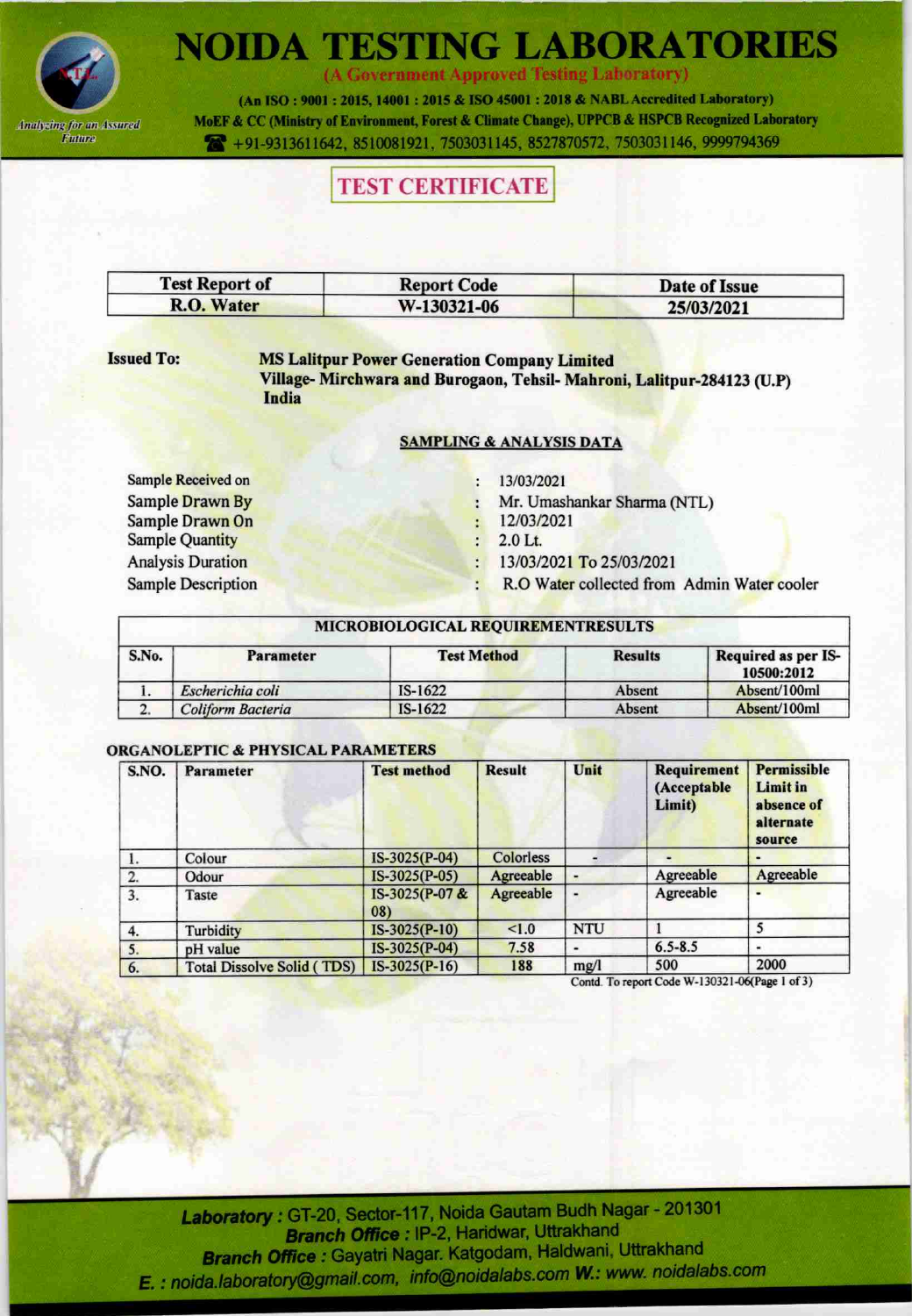# NOIDA TESTING LABORATORIES

(A Government Approved Testing Laboratory)

(An ISO : 9001 : 2015, 14001 : 2015 & ISO 45001 : 2018 & NABL Accredited Laboratory)
MoEF & CC (Ministry of Environment, Forest & Climate Change), UPPCB & HSPCB Recognized Laboratory
+91-9313611642, 8510081921, 7503031145, 8527870572, 7503031146, 9999794369

Analyzing for an Assured Future

## TEST CERTIFICATE

| Test Report of | Report Code | Date of Issue |
|---|---|---|
| R.O. Water | W-130321-06 | 25/03/2021 |

**Issued To:** **MS Lalitpur Power Generation Company Limited**
**Village- Mirchwara and Burogaon, Tehsil- Mahroni, Lalitpur-284123 (U.P)**
**India**

### SAMPLING & ANALYSIS DATA

| | | |
|---|---|---|
| Sample Received on | : | 13/03/2021 |
| Sample Drawn By | : | Mr. Umashankar Sharma (NTL) |
| Sample Drawn On | : | 12/03/2021 |
| Sample Quantity | : | 2.0 Lt. |
| Analysis Duration | : | 13/03/2021 To 25/03/2021 |
| Sample Description | : | R.O Water collected from Admin Water cooler |

**MICROBIOLOGICAL REQUIREMENTRESULTS**

| S.No. | Parameter | Test Method | Results | Required as per IS-10500:2012 |
|---|---|---|---|---|
| 1. | *Escherichia coli* | IS-1622 | Absent | Absent/100ml |
| 2. | *Coliform Bacteria* | IS-1622 | Absent | Absent/100ml |

**ORGANOLEPTIC & PHYSICAL PARAMETERS**

| S.NO. | Parameter | Test method | Result | Unit | Requirement (Acceptable Limit) | Permissible Limit in absence of alternate source |
|---|---|---|---|---|---|---|
| 1. | Colour | IS-3025(P-04) | Colorless | - | - | - |
| 2. | Odour | IS-3025(P-05) | Agreeable | - | Agreeable | Agreeable |
| 3. | Taste | IS-3025(P-07 & 08) | Agreeable | - | Agreeable | - |
| 4. | Turbidity | IS-3025(P-10) | <1.0 | NTU | 1 | 5 |
| 5. | pH value | IS-3025(P-04) | 7.58 | - | 6.5-8.5 | - |
| 6. | Total Dissolve Solid ( TDS) | IS-3025(P-16) | 188 | mg/l | 500 | 2000 |

Contd. To report Code W-130321-06(Page 1 of 3)

**Laboratory :** GT-20, Sector-117, Noida Gautam Budh Nagar - 201301
**Branch Office :** IP-2, Haridwar, Uttrakhand
**Branch Office :** Gayatri Nagar. Katgodam, Haldwani, Uttrakhand
**E. :** noida.laboratory@gmail.com, info@noidalabs.com **W.:** www. noidalabs.com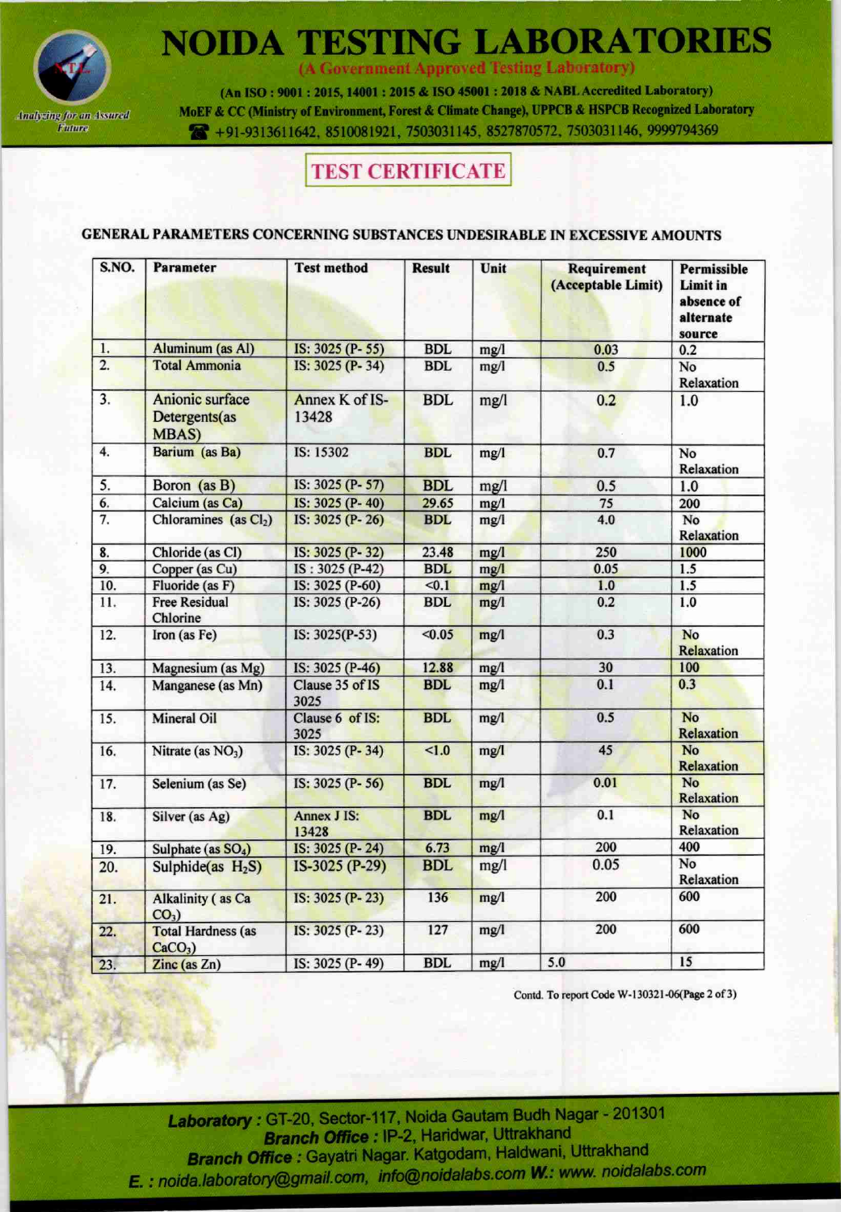# NOIDA TESTING LABORATORIES

(A Government Approved Testing Laboratory)

(An ISO : 9001 : 2015, 14001 : 2015 & ISO 45001 : 2018 & NABL Accredited Laboratory)

MoEF & CC (Ministry of Environment, Forest & Climate Change), UPPCB & HSPCB Recognized Laboratory

+91-9313611642, 8510081921, 7503031145, 8527870572, 7503031146, 9999794369

*Analyzing for an Assured Future*

## TEST CERTIFICATE

### GENERAL PARAMETERS CONCERNING SUBSTANCES UNDESIRABLE IN EXCESSIVE AMOUNTS

| S.NO. | Parameter | Test method | Result | Unit | Requirement (Acceptable Limit) | Permissible Limit in absence of alternate source |
|---|---|---|---|---|---|---|
| 1. | Aluminum (as Al) | IS: 3025 (P- 55) | BDL | mg/l | 0.03 | 0.2 |
| 2. | Total Ammonia | IS: 3025 (P- 34) | BDL | mg/l | 0.5 | No Relaxation |
| 3. | Anionic surface Detergents(as MBAS) | Annex K of IS-13428 | BDL | mg/l | 0.2 | 1.0 |
| 4. | Barium (as Ba) | IS: 15302 | BDL | mg/l | 0.7 | No Relaxation |
| 5. | Boron (as B) | IS: 3025 (P- 57) | BDL | mg/l | 0.5 | 1.0 |
| 6. | Calcium (as Ca) | IS: 3025 (P- 40) | 29.65 | mg/l | 75 | 200 |
| 7. | Chloramines (as $Cl_2$) | IS: 3025 (P- 26) | BDL | mg/l | 4.0 | No Relaxation |
| 8. | Chloride (as Cl) | IS: 3025 (P- 32) | 23.48 | mg/l | 250 | 1000 |
| 9. | Copper (as Cu) | IS : 3025 (P-42) | BDL | mg/l | 0.05 | 1.5 |
| 10. | Fluoride (as F) | IS: 3025 (P-60) | <0.1 | mg/l | 1.0 | 1.5 |
| 11. | Free Residual Chlorine | IS: 3025 (P-26) | BDL | mg/l | 0.2 | 1.0 |
| 12. | Iron (as Fe) | IS: 3025(P-53) | <0.05 | mg/l | 0.3 | No Relaxation |
| 13. | Magnesium (as Mg) | IS: 3025 (P-46) | 12.88 | mg/l | 30 | 100 |
| 14. | Manganese (as Mn) | Clause 35 of IS 3025 | BDL | mg/l | 0.1 | 0.3 |
| 15. | Mineral Oil | Clause 6 of IS: 3025 | BDL | mg/l | 0.5 | No Relaxation |
| 16. | Nitrate (as $NO_3$) | IS: 3025 (P- 34) | <1.0 | mg/l | 45 | No Relaxation |
| 17. | Selenium (as Se) | IS: 3025 (P- 56) | BDL | mg/l | 0.01 | No Relaxation |
| 18. | Silver (as Ag) | Annex J IS: 13428 | BDL | mg/l | 0.1 | No Relaxation |
| 19. | Sulphate (as $SO_4$) | IS: 3025 (P- 24) | 6.73 | mg/l | 200 | 400 |
| 20. | Sulphide(as $H_2S$) | IS-3025 (P-29) | BDL | mg/l | 0.05 | No Relaxation |
| 21. | Alkalinity ( as Ca $CO_3$) | IS: 3025 (P- 23) | 136 | mg/l | 200 | 600 |
| 22. | Total Hardness (as $CaCO_3$) | IS: 3025 (P- 23) | 127 | mg/l | 200 | 600 |
| 23. | Zinc (as Zn) | IS: 3025 (P- 49) | BDL | mg/l | 5.0 | 15 |

Contd. To report Code W-130321-06(Page 2 of 3)

**Laboratory :** GT-20, Sector-117, Noida Gautam Budh Nagar - 201301

**Branch Office :** IP-2, Haridwar, Uttrakhand

**Branch Office :** Gayatri Nagar. Katgodam, Haldwani, Uttrakhand

E. : noida.laboratory@gmail.com, info@noidalabs.com W.: www. noidalabs.com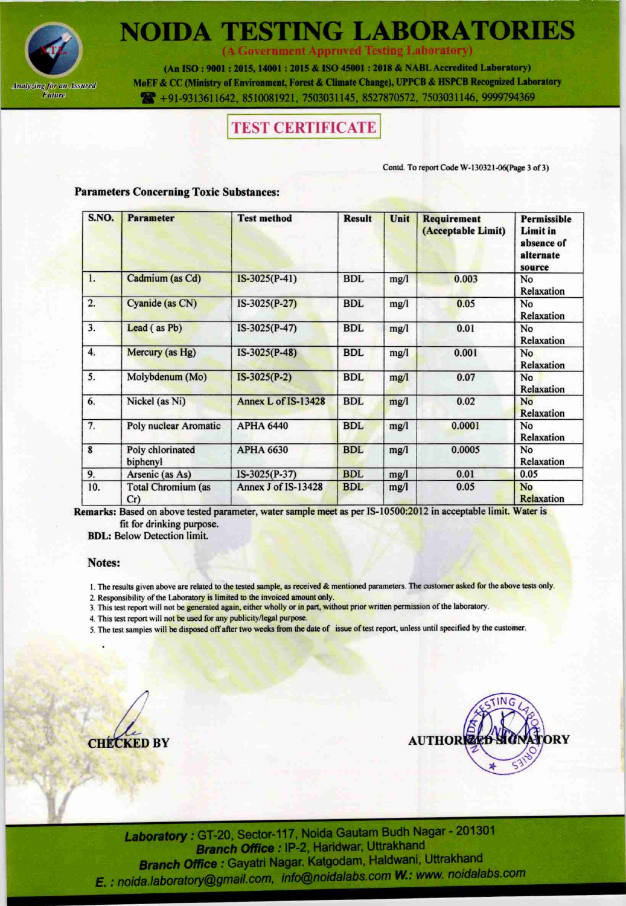# NOIDA TESTING LABORATORIES

**(A Government Approved Testing Laboratory)**

**(An ISO : 9001 : 2015, 14001 : 2015 & ISO 45001 : 2018 & NABL Accredited Laboratory)**
**MoEF & CC (Ministry of Environment, Forest & Climate Change), UPPCB & HSPCB Recognized Laboratory**
+91-9313611642, 8510081921, 7503031145, 8527870572, 7503031146, 9999794369

*Analyzing for an Assured Future*

## TEST CERTIFICATE

Contd. To report Code W-130321-06(Page 3 of 3)

**Parameters Concerning Toxic Substances:**

| S.NO. | Parameter | Test method | Result | Unit | Requirement (Acceptable Limit) | Permissible Limit in absence of alternate source |
|---|---|---|---|---|---|---|
| 1. | Cadmium (as Cd) | IS-3025(P-41) | BDL | mg/l | 0.003 | No Relaxation |
| 2. | Cyanide (as CN) | IS-3025(P-27) | BDL | mg/l | 0.05 | No Relaxation |
| 3. | Lead ( as Pb) | IS-3025(P-47) | BDL | mg/l | 0.01 | No Relaxation |
| 4. | Mercury (as Hg) | IS-3025(P-48) | BDL | mg/l | 0.001 | No Relaxation |
| 5. | Molybdenum (Mo) | IS-3025(P-2) | BDL | mg/l | 0.07 | No Relaxation |
| 6. | Nickel (as Ni) | Annex L of IS-13428 | BDL | mg/l | 0.02 | No Relaxation |
| 7. | Poly nuclear Aromatic | APHA 6440 | BDL | mg/l | 0.0001 | No Relaxation |
| 8 | Poly chlorinated biphenyl | APHA 6630 | BDL | mg/l | 0.0005 | No Relaxation |
| 9. | Arsenic (as As) | IS-3025(P-37) | BDL | mg/l | 0.01 | 0.05 |
| 10. | Total Chromium (as Cr) | Annex J of IS-13428 | BDL | mg/l | 0.05 | No Relaxation |

**Remarks:** Based on above tested parameter, water sample meet as per IS-10500:2012 in acceptable limit. Water is fit for drinking purpose.

**BDL:** Below Detection limit.

**Notes:**

1. The results given above are related to the tested sample, as received & mentioned parameters. The customer asked for the above tests only.
2. Responsibility of the Laboratory is limited to the invoiced amount only.
3. This test report will not be generated again, either wholly or in part, without prior written permission of the laboratory.
4. This test report will not be used for any publicity/legal purpose.
5. The test samples will be disposed off after two weeks from the date of issue of test report, unless until specified by the customer.

**CHECKED BY** **AUTHORIZED SIGNATORY**

***Laboratory :*** GT-20, Sector-117, Noida Gautam Budh Nagar - 201301
***Branch Office :*** IP-2, Haridwar, Uttrakhand
***Branch Office :*** Gayatri Nagar. Katgodam, Haldwani, Uttrakhand
*E. : noida.laboratory@gmail.com, info@noidalabs.com* ***W.:*** *www. noidalabs.com*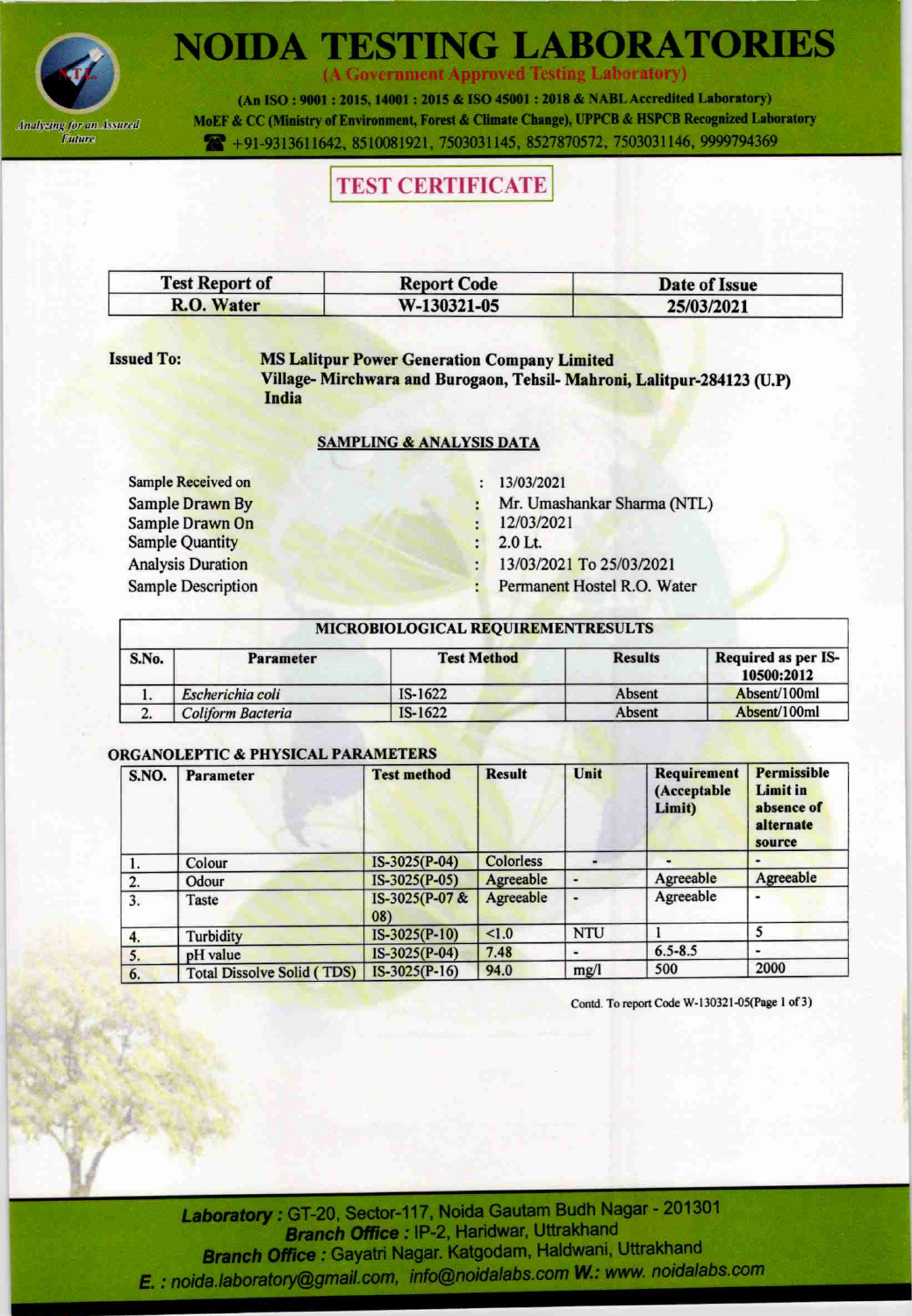# NOIDA TESTING LABORATORIES

**(A Government Approved Testing Laboratory)**

**(An ISO : 9001 : 2015, 14001 : 2015 & ISO 45001 : 2018 & NABL Accredited Laboratory)**
**MoEF & CC (Ministry of Environment, Forest & Climate Change), UPPCB & HSPCB Recognized Laboratory**
+91-9313611642, 8510081921, 7503031145, 8527870572, 7503031146, 9999794369

Analyzing for an Assured Future

## TEST CERTIFICATE

| Test Report of | Report Code | Date of Issue |
|---|---|---|
| R.O. Water | W-130321-05 | 25/03/2021 |

**Issued To:** **MS Lalitpur Power Generation Company Limited**
**Village- Mirchwara and Burogaon, Tehsil- Mahroni, Lalitpur-284123 (U.P) India**

### SAMPLING & ANALYSIS DATA

| | |
|---|---|
| Sample Received on | : 13/03/2021 |
| Sample Drawn By | : Mr. Umashankar Sharma (NTL) |
| Sample Drawn On | : 12/03/2021 |
| Sample Quantity | : 2.0 Lt. |
| Analysis Duration | : 13/03/2021 To 25/03/2021 |
| Sample Description | : Permanent Hostel R.O. Water |

**MICROBIOLOGICAL REQUIREMENTRESULTS**

| S.No. | Parameter | Test Method | Results | Required as per IS-10500:2012 |
|---|---|---|---|---|
| 1. | *Escherichia coli* | IS-1622 | Absent | Absent/100ml |
| 2. | *Coliform Bacteria* | IS-1622 | Absent | Absent/100ml |

**ORGANOLEPTIC & PHYSICAL PARAMETERS**

| S.NO. | Parameter | Test method | Result | Unit | Requirement (Acceptable Limit) | Permissible Limit in absence of alternate source |
|---|---|---|---|---|---|---|
| 1. | Colour | IS-3025(P-04) | Colorless | - | - | - |
| 2. | Odour | IS-3025(P-05) | Agreeable | - | Agreeable | Agreeable |
| 3. | Taste | IS-3025(P-07 & 08) | Agreeable | - | Agreeable | - |
| 4. | Turbidity | IS-3025(P-10) | <1.0 | NTU | 1 | 5 |
| 5. | pH value | IS-3025(P-04) | 7.48 | - | 6.5-8.5 | - |
| 6. | Total Dissolve Solid ( TDS) | IS-3025(P-16) | 94.0 | mg/l | 500 | 2000 |

Contd. To report Code W-130321-05(Page 1 of 3)

***Laboratory :*** GT-20, Sector-117, Noida Gautam Budh Nagar - 201301
***Branch Office :*** IP-2, Haridwar, Uttrakhand
***Branch Office :*** Gayatri Nagar. Katgodam, Haldwani, Uttrakhand
***E. :*** *noida.laboratory@gmail.com, info@noidalabs.com* ***W.:*** *www. noidalabs.com*